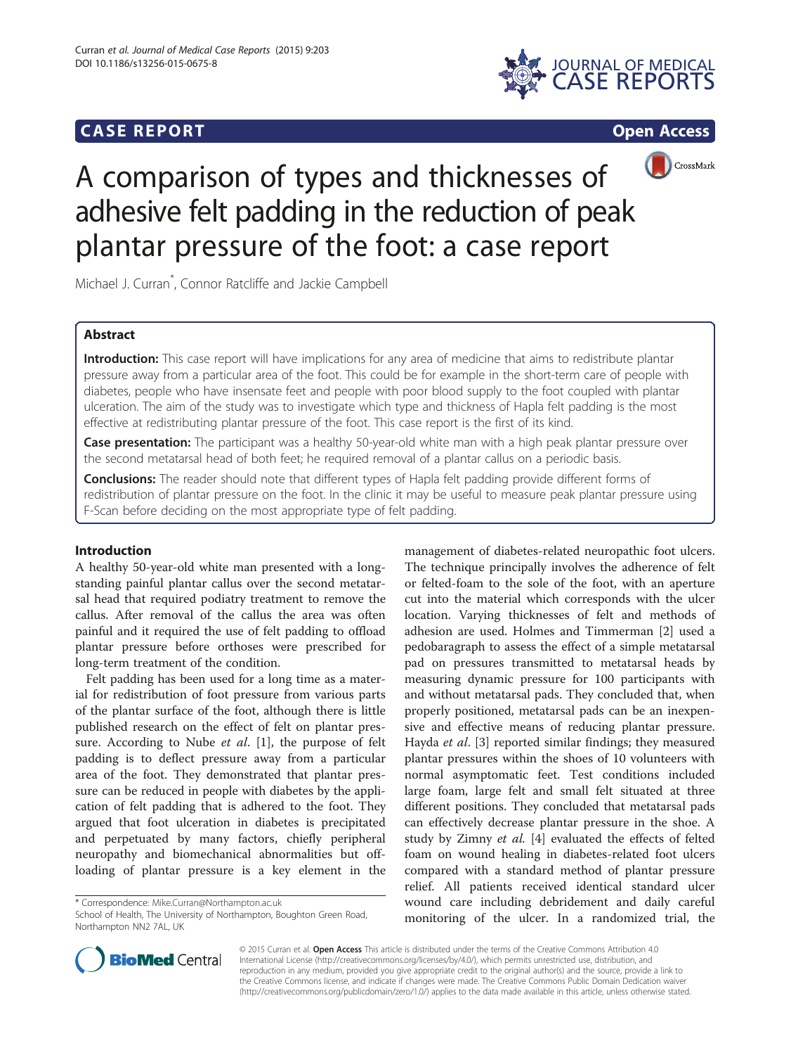**CASE REPORT** **Open Access**

# A comparison of types and thicknesses of adhesive felt padding in the reduction of peak plantar pressure of the foot: a case report

Michael J. Curran*, Connor Ratcliffe and Jackie Campbell

## Abstract

**Introduction:** This case report will have implications for any area of medicine that aims to redistribute plantar pressure away from a particular area of the foot. This could be for example in the short-term care of people with diabetes, people who have insensate feet and people with poor blood supply to the foot coupled with plantar ulceration. The aim of the study was to investigate which type and thickness of Hapla felt padding is the most effective at redistributing plantar pressure of the foot. This case report is the first of its kind.

**Case presentation:** The participant was a healthy 50-year-old white man with a high peak plantar pressure over the second metatarsal head of both feet; he required removal of a plantar callus on a periodic basis.

**Conclusions:** The reader should note that different types of Hapla felt padding provide different forms of redistribution of plantar pressure on the foot. In the clinic it may be useful to measure peak plantar pressure using F-Scan before deciding on the most appropriate type of felt padding.

## Introduction

A healthy 50-year-old white man presented with a long-standing painful plantar callus over the second metatarsal head that required podiatry treatment to remove the callus. After removal of the callus the area was often painful and it required the use of felt padding to offload plantar pressure before orthoses were prescribed for long-term treatment of the condition.

Felt padding has been used for a long time as a material for redistribution of foot pressure from various parts of the plantar surface of the foot, although there is little published research on the effect of felt on plantar pressure. According to Nube *et al*. [1], the purpose of felt padding is to deflect pressure away from a particular area of the foot. They demonstrated that plantar pressure can be reduced in people with diabetes by the application of felt padding that is adhered to the foot. They argued that foot ulceration in diabetes is precipitated and perpetuated by many factors, chiefly peripheral neuropathy and biomechanical abnormalities but offloading of plantar pressure is a key element in the management of diabetes-related neuropathic foot ulcers. The technique principally involves the adherence of felt or felted-foam to the sole of the foot, with an aperture cut into the material which corresponds with the ulcer location. Varying thicknesses of felt and methods of adhesion are used. Holmes and Timmerman [2] used a pedobaragraph to assess the effect of a simple metatarsal pad on pressures transmitted to metatarsal heads by measuring dynamic pressure for 100 participants with and without metatarsal pads. They concluded that, when properly positioned, metatarsal pads can be an inexpensive and effective means of reducing plantar pressure. Hayda *et al*. [3] reported similar findings; they measured plantar pressures within the shoes of 10 volunteers with normal asymptomatic feet. Test conditions included large foam, large felt and small felt situated at three different positions. They concluded that metatarsal pads can effectively decrease plantar pressure in the shoe. A study by Zimny *et al*. [4] evaluated the effects of felted foam on wound healing in diabetes-related foot ulcers compared with a standard method of plantar pressure relief. All patients received identical standard ulcer wound care including debridement and daily careful monitoring of the ulcer. In a randomized trial, the

\* Correspondence: Mike.Curran@Northampton.ac.uk
School of Health, The University of Northampton, Boughton Green Road, Northampton NN2 7AL, UK

© 2015 Curran et al. **Open Access** This article is distributed under the terms of the Creative Commons Attribution 4.0 International License (http://creativecommons.org/licenses/by/4.0/), which permits unrestricted use, distribution, and reproduction in any medium, provided you give appropriate credit to the original author(s) and the source, provide a link to the Creative Commons license, and indicate if changes were made. The Creative Commons Public Domain Dedication waiver (http://creativecommons.org/publicdomain/zero/1.0/) applies to the data made available in this article, unless otherwise stated.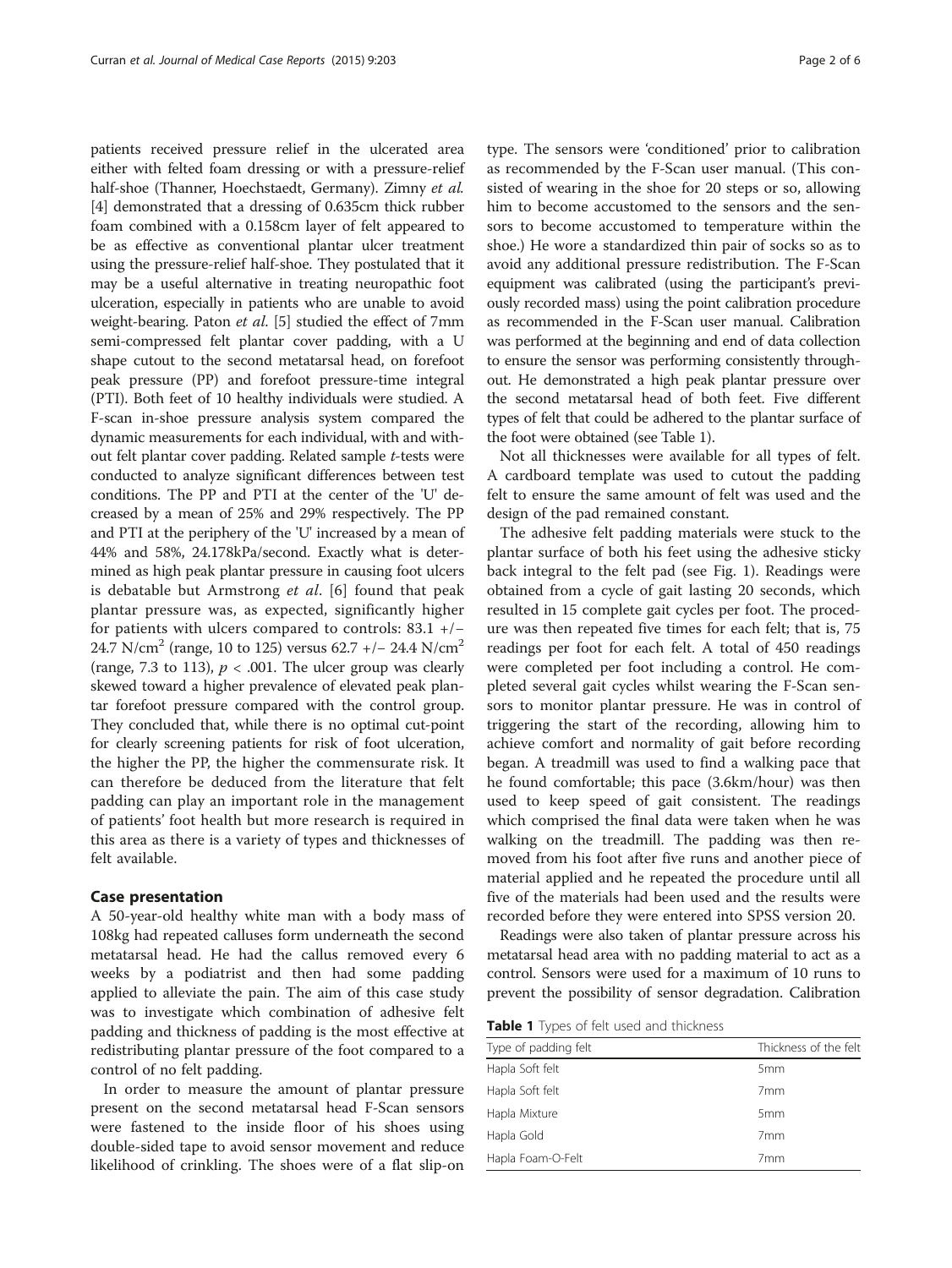patients received pressure relief in the ulcerated area either with felted foam dressing or with a pressure-relief half-shoe (Thanner, Hoechstaedt, Germany). Zimny *et al.* [4] demonstrated that a dressing of 0.635cm thick rubber foam combined with a 0.158cm layer of felt appeared to be as effective as conventional plantar ulcer treatment using the pressure-relief half-shoe. They postulated that it may be a useful alternative in treating neuropathic foot ulceration, especially in patients who are unable to avoid weight-bearing. Paton *et al.* [5] studied the effect of 7mm semi-compressed felt plantar cover padding, with a U shape cutout to the second metatarsal head, on forefoot peak pressure (PP) and forefoot pressure-time integral (PTI). Both feet of 10 healthy individuals were studied. A F-scan in-shoe pressure analysis system compared the dynamic measurements for each individual, with and without felt plantar cover padding. Related sample *t*-tests were conducted to analyze significant differences between test conditions. The PP and PTI at the center of the 'U' decreased by a mean of 25% and 29% respectively. The PP and PTI at the periphery of the 'U' increased by a mean of 44% and 58%, 24.178kPa/second. Exactly what is determined as high peak plantar pressure in causing foot ulcers is debatable but Armstrong *et al*. [6] found that peak plantar pressure was, as expected, significantly higher for patients with ulcers compared to controls: 83.1 +/− 24.7 $N/cm^2$ (range, 10 to 125) versus 62.7 +/− 24.4 $N/cm^2$ (range, 7.3 to 113), $p < .001$. The ulcer group was clearly skewed toward a higher prevalence of elevated peak plantar forefoot pressure compared with the control group. They concluded that, while there is no optimal cut-point for clearly screening patients for risk of foot ulceration, the higher the PP, the higher the commensurate risk. It can therefore be deduced from the literature that felt padding can play an important role in the management of patients' foot health but more research is required in this area as there is a variety of types and thicknesses of felt available.

## Case presentation

A 50-year-old healthy white man with a body mass of 108kg had repeated calluses form underneath the second metatarsal head. He had the callus removed every 6 weeks by a podiatrist and then had some padding applied to alleviate the pain. The aim of this case study was to investigate which combination of adhesive felt padding and thickness of padding is the most effective at redistributing plantar pressure of the foot compared to a control of no felt padding.

In order to measure the amount of plantar pressure present on the second metatarsal head F-Scan sensors were fastened to the inside floor of his shoes using double-sided tape to avoid sensor movement and reduce likelihood of crinkling. The shoes were of a flat slip-on type. The sensors were 'conditioned' prior to calibration as recommended by the F-Scan user manual. (This consisted of wearing in the shoe for 20 steps or so, allowing him to become accustomed to the sensors and the sensors to become accustomed to temperature within the shoe.) He wore a standardized thin pair of socks so as to avoid any additional pressure redistribution. The F-Scan equipment was calibrated (using the participant's previously recorded mass) using the point calibration procedure as recommended in the F-Scan user manual. Calibration was performed at the beginning and end of data collection to ensure the sensor was performing consistently throughout. He demonstrated a high peak plantar pressure over the second metatarsal head of both feet. Five different types of felt that could be adhered to the plantar surface of the foot were obtained (see Table 1).

Not all thicknesses were available for all types of felt. A cardboard template was used to cutout the padding felt to ensure the same amount of felt was used and the design of the pad remained constant.

The adhesive felt padding materials were stuck to the plantar surface of both his feet using the adhesive sticky back integral to the felt pad (see Fig. 1). Readings were obtained from a cycle of gait lasting 20 seconds, which resulted in 15 complete gait cycles per foot. The procedure was then repeated five times for each felt; that is, 75 readings per foot for each felt. A total of 450 readings were completed per foot including a control. He completed several gait cycles whilst wearing the F-Scan sensors to monitor plantar pressure. He was in control of triggering the start of the recording, allowing him to achieve comfort and normality of gait before recording began. A treadmill was used to find a walking pace that he found comfortable; this pace (3.6km/hour) was then used to keep speed of gait consistent. The readings which comprised the final data were taken when he was walking on the treadmill. The padding was then removed from his foot after five runs and another piece of material applied and he repeated the procedure until all five of the materials had been used and the results were recorded before they were entered into SPSS version 20.

Readings were also taken of plantar pressure across his metatarsal head area with no padding material to act as a control. Sensors were used for a maximum of 10 runs to prevent the possibility of sensor degradation. Calibration

**Table 1** Types of felt used and thickness

| Type of padding felt | Thickness of the felt |
|---|---|
| Hapla Soft felt | 5mm |
| Hapla Soft felt | 7mm |
| Hapla Mixture | 5mm |
| Hapla Gold | 7mm |
| Hapla Foam-O-Felt | 7mm |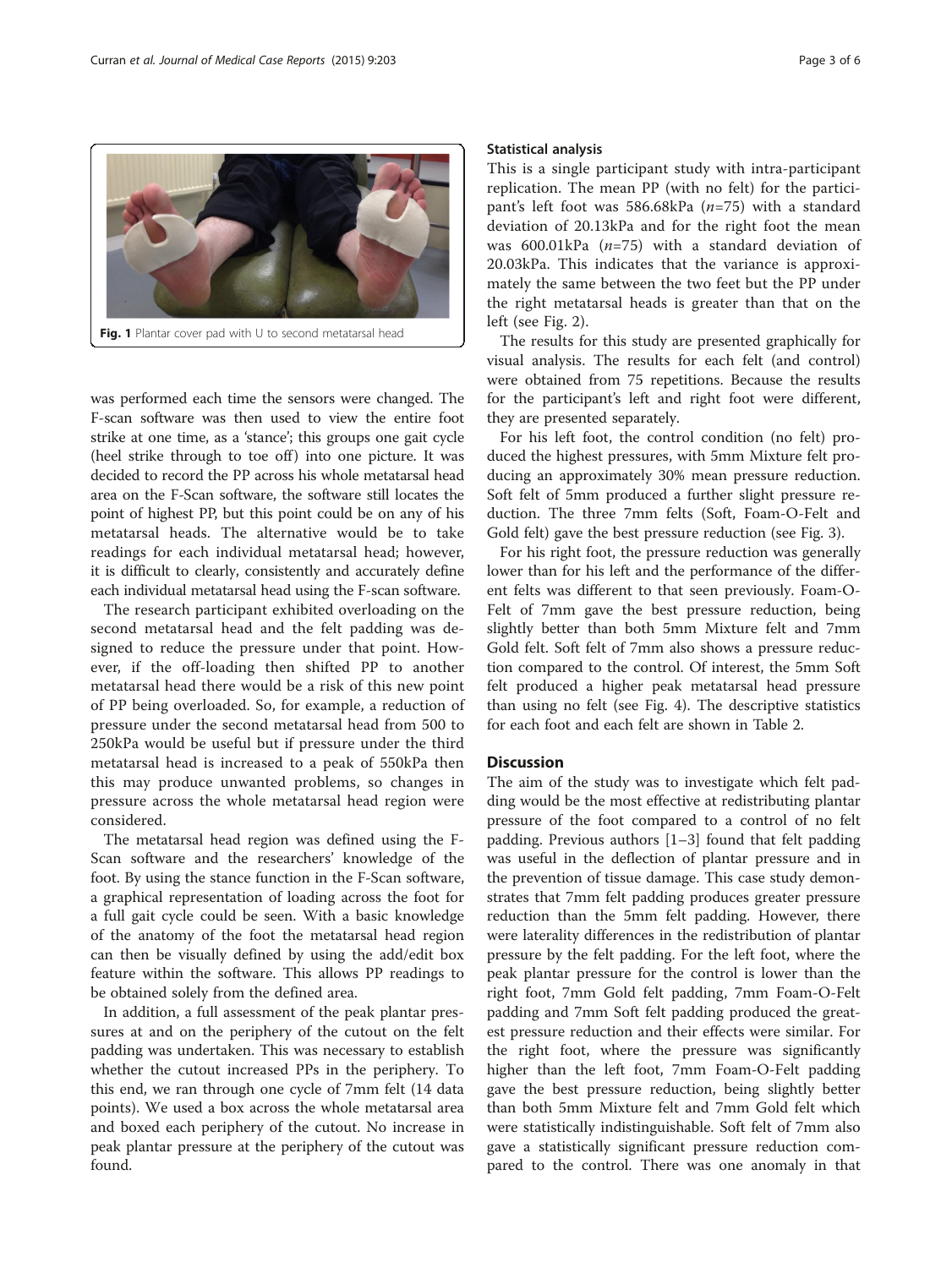Fig. 1 Plantar cover pad with U to second metatarsal head

was performed each time the sensors were changed. The F-scan software was then used to view the entire foot strike at one time, as a 'stance'; this groups one gait cycle (heel strike through to toe off) into one picture. It was decided to record the PP across his whole metatarsal head area on the F-Scan software, the software still locates the point of highest PP, but this point could be on any of his metatarsal heads. The alternative would be to take readings for each individual metatarsal head; however, it is difficult to clearly, consistently and accurately define each individual metatarsal head using the F-scan software.

The research participant exhibited overloading on the second metatarsal head and the felt padding was designed to reduce the pressure under that point. However, if the off-loading then shifted PP to another metatarsal head there would be a risk of this new point of PP being overloaded. So, for example, a reduction of pressure under the second metatarsal head from 500 to 250kPa would be useful but if pressure under the third metatarsal head is increased to a peak of 550kPa then this may produce unwanted problems, so changes in pressure across the whole metatarsal head region were considered.

The metatarsal head region was defined using the F-Scan software and the researchers' knowledge of the foot. By using the stance function in the F-Scan software, a graphical representation of loading across the foot for a full gait cycle could be seen. With a basic knowledge of the anatomy of the foot the metatarsal head region can then be visually defined by using the add/edit box feature within the software. This allows PP readings to be obtained solely from the defined area.

In addition, a full assessment of the peak plantar pressures at and on the periphery of the cutout on the felt padding was undertaken. This was necessary to establish whether the cutout increased PPs in the periphery. To this end, we ran through one cycle of 7mm felt (14 data points). We used a box across the whole metatarsal area and boxed each periphery of the cutout. No increase in peak plantar pressure at the periphery of the cutout was found.

### Statistical analysis

This is a single participant study with intra-participant replication. The mean PP (with no felt) for the participant's left foot was 586.68kPa ($n$=75) with a standard deviation of 20.13kPa and for the right foot the mean was 600.01kPa ($n$=75) with a standard deviation of 20.03kPa. This indicates that the variance is approximately the same between the two feet but the PP under the right metatarsal heads is greater than that on the left (see Fig. 2).

The results for this study are presented graphically for visual analysis. The results for each felt (and control) were obtained from 75 repetitions. Because the results for the participant's left and right foot were different, they are presented separately.

For his left foot, the control condition (no felt) produced the highest pressures, with 5mm Mixture felt producing an approximately 30% mean pressure reduction. Soft felt of 5mm produced a further slight pressure reduction. The three 7mm felts (Soft, Foam-O-Felt and Gold felt) gave the best pressure reduction (see Fig. 3).

For his right foot, the pressure reduction was generally lower than for his left and the performance of the different felts was different to that seen previously. Foam-O-Felt of 7mm gave the best pressure reduction, being slightly better than both 5mm Mixture felt and 7mm Gold felt. Soft felt of 7mm also shows a pressure reduction compared to the control. Of interest, the 5mm Soft felt produced a higher peak metatarsal head pressure than using no felt (see Fig. 4). The descriptive statistics for each foot and each felt are shown in Table 2.

## Discussion

The aim of the study was to investigate which felt padding would be the most effective at redistributing plantar pressure of the foot compared to a control of no felt padding. Previous authors [1–3] found that felt padding was useful in the deflection of plantar pressure and in the prevention of tissue damage. This case study demonstrates that 7mm felt padding produces greater pressure reduction than the 5mm felt padding. However, there were laterality differences in the redistribution of plantar pressure by the felt padding. For the left foot, where the peak plantar pressure for the control is lower than the right foot, 7mm Gold felt padding, 7mm Foam-O-Felt padding and 7mm Soft felt padding produced the greatest pressure reduction and their effects were similar. For the right foot, where the pressure was significantly higher than the left foot, 7mm Foam-O-Felt padding gave the best pressure reduction, being slightly better than both 5mm Mixture felt and 7mm Gold felt which were statistically indistinguishable. Soft felt of 7mm also gave a statistically significant pressure reduction compared to the control. There was one anomaly in that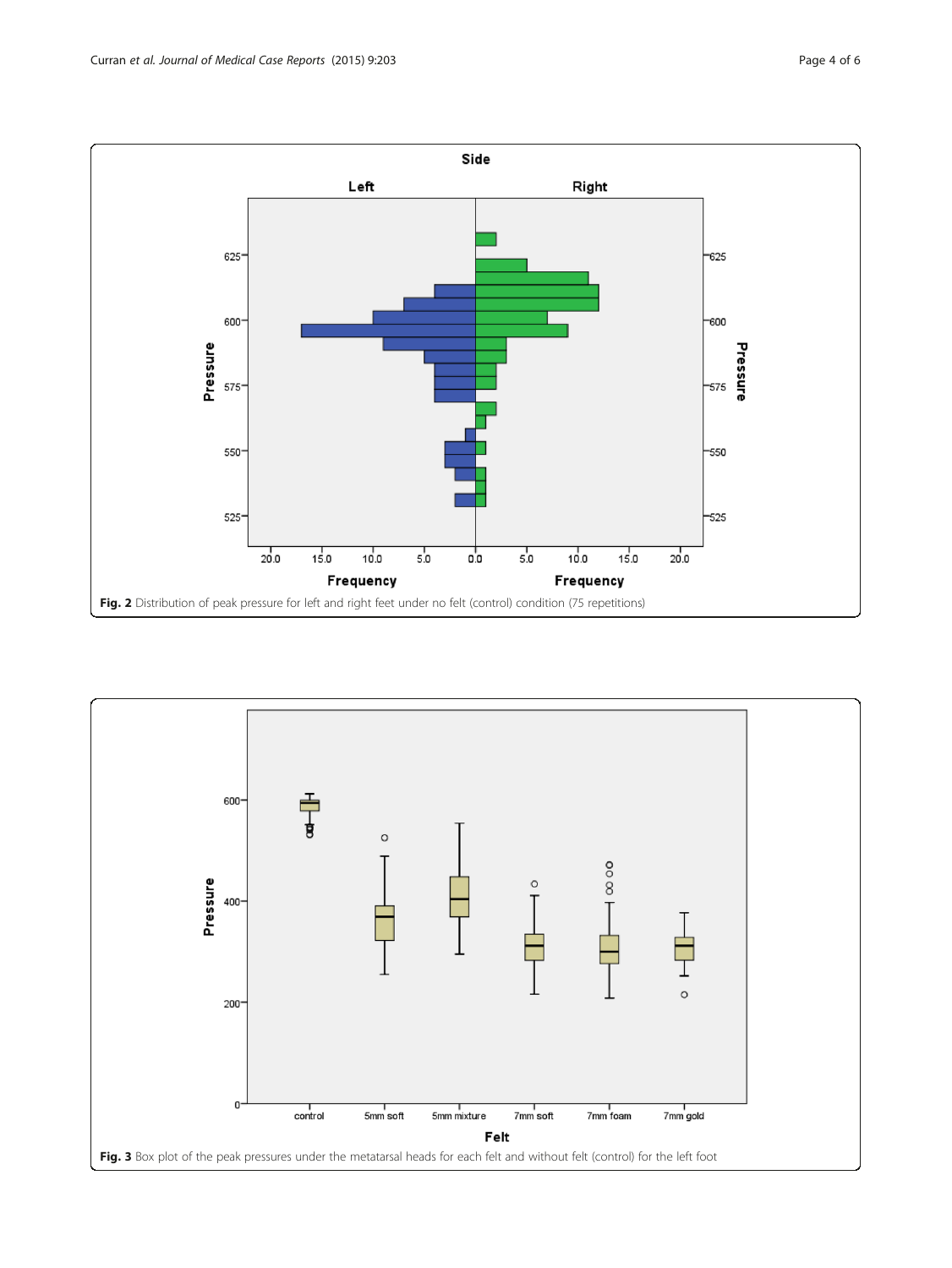**Fig. 2** Distribution of peak pressure for left and right feet under no felt (control) condition (75 repetitions)

**Fig. 3** Box plot of the peak pressures under the metatarsal heads for each felt and without felt (control) for the left foot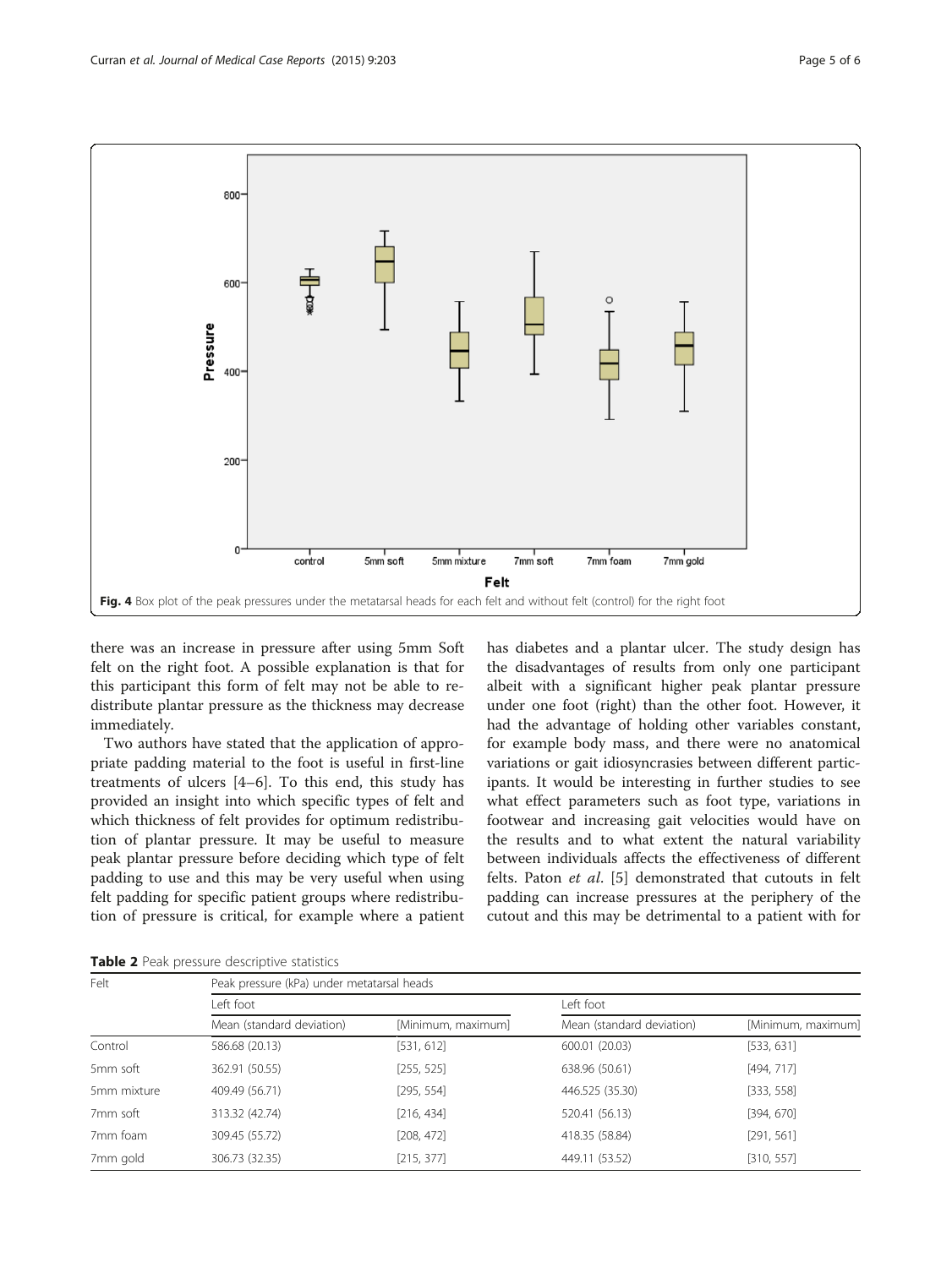Fig. 4 Box plot of the peak pressures under the metatarsal heads for each felt and without felt (control) for the right foot

there was an increase in pressure after using 5mm Soft felt on the right foot. A possible explanation is that for this participant this form of felt may not be able to redistribute plantar pressure as the thickness may decrease immediately.

Two authors have stated that the application of appropriate padding material to the foot is useful in first-line treatments of ulcers [4–6]. To this end, this study has provided an insight into which specific types of felt and which thickness of felt provides for optimum redistribution of plantar pressure. It may be useful to measure peak plantar pressure before deciding which type of felt padding to use and this may be very useful when using felt padding for specific patient groups where redistribution of pressure is critical, for example where a patient has diabetes and a plantar ulcer. The study design has the disadvantages of results from only one participant albeit with a significant higher peak plantar pressure under one foot (right) than the other foot. However, it had the advantage of holding other variables constant, for example body mass, and there were no anatomical variations or gait idiosyncrasies between different participants. It would be interesting in further studies to see what effect parameters such as foot type, variations in footwear and increasing gait velocities would have on the results and to what extent the natural variability between individuals affects the effectiveness of different felts. Paton *et al*. [5] demonstrated that cutouts in felt padding can increase pressures at the periphery of the cutout and this may be detrimental to a patient with for

**Table 2** Peak pressure descriptive statistics

| Felt | Peak pressure (kPa) under metatarsal heads | | | |
|---|---|---|---|---|
| | Left foot | | Left foot | |
| | Mean (standard deviation) | [Minimum, maximum] | Mean (standard deviation) | [Minimum, maximum] |
| Control | 586.68 (20.13) | [531, 612] | 600.01 (20.03) | [533, 631] |
| 5mm soft | 362.91 (50.55) | [255, 525] | 638.96 (50.61) | [494, 717] |
| 5mm mixture | 409.49 (56.71) | [295, 554] | 446.525 (35.30) | [333, 558] |
| 7mm soft | 313.32 (42.74) | [216, 434] | 520.41 (56.13) | [394, 670] |
| 7mm foam | 309.45 (55.72) | [208, 472] | 418.35 (58.84) | [291, 561] |
| 7mm gold | 306.73 (32.35) | [215, 377] | 449.11 (53.52) | [310, 557] |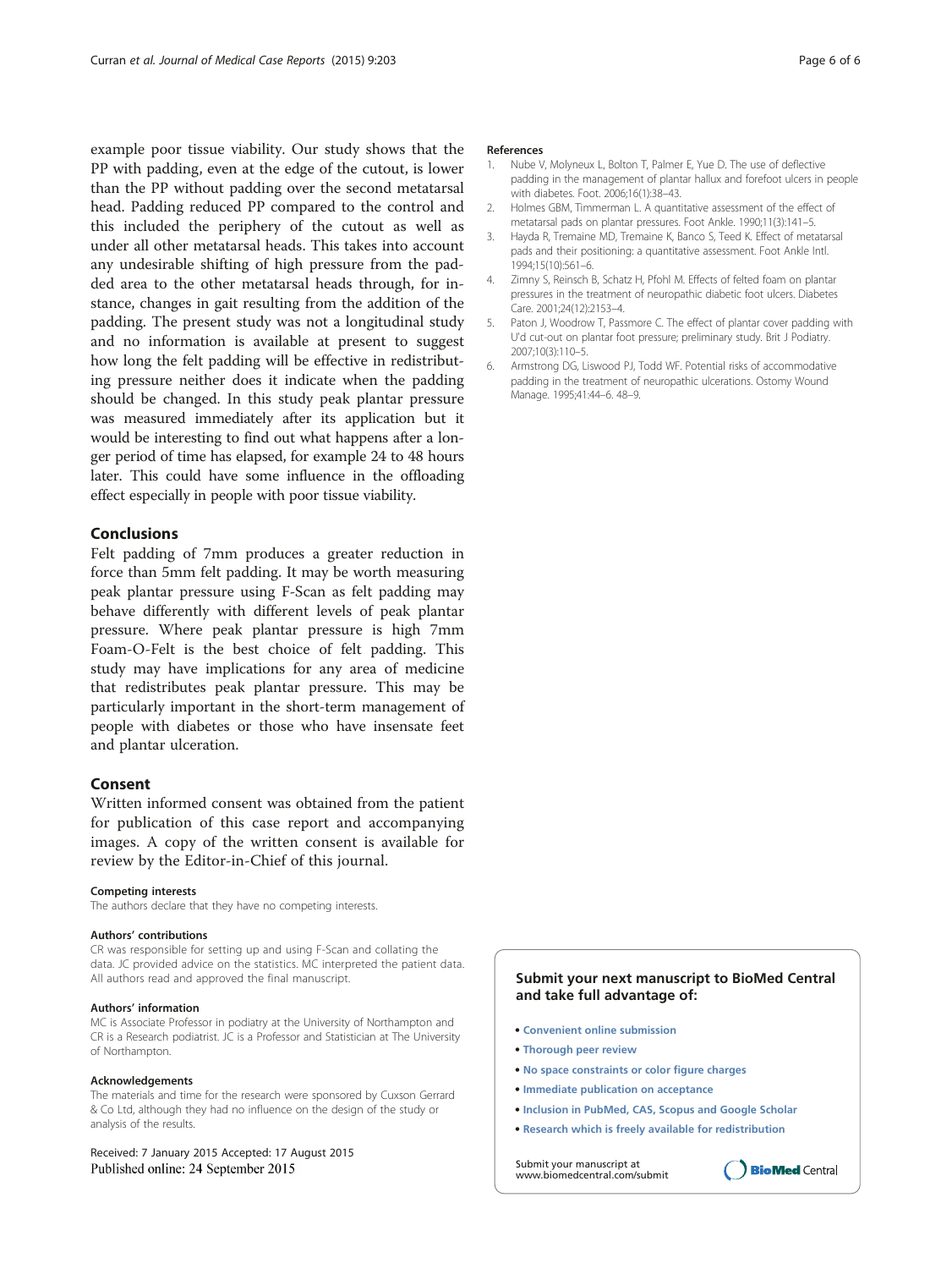example poor tissue viability. Our study shows that the PP with padding, even at the edge of the cutout, is lower than the PP without padding over the second metatarsal head. Padding reduced PP compared to the control and this included the periphery of the cutout as well as under all other metatarsal heads. This takes into account any undesirable shifting of high pressure from the padded area to the other metatarsal heads through, for instance, changes in gait resulting from the addition of the padding. The present study was not a longitudinal study and no information is available at present to suggest how long the felt padding will be effective in redistributing pressure neither does it indicate when the padding should be changed. In this study peak plantar pressure was measured immediately after its application but it would be interesting to find out what happens after a longer period of time has elapsed, for example 24 to 48 hours later. This could have some influence in the offloading effect especially in people with poor tissue viability.

## Conclusions

Felt padding of 7mm produces a greater reduction in force than 5mm felt padding. It may be worth measuring peak plantar pressure using F-Scan as felt padding may behave differently with different levels of peak plantar pressure. Where peak plantar pressure is high 7mm Foam-O-Felt is the best choice of felt padding. This study may have implications for any area of medicine that redistributes peak plantar pressure. This may be particularly important in the short-term management of people with diabetes or those who have insensate feet and plantar ulceration.

## Consent

Written informed consent was obtained from the patient for publication of this case report and accompanying images. A copy of the written consent is available for review by the Editor-in-Chief of this journal.

#### Competing interests

The authors declare that they have no competing interests.

#### Authors' contributions

CR was responsible for setting up and using F-Scan and collating the data. JC provided advice on the statistics. MC interpreted the patient data. All authors read and approved the final manuscript.

#### Authors' information

MC is Associate Professor in podiatry at the University of Northampton and CR is a Research podiatrist. JC is a Professor and Statistician at The University of Northampton.

#### Acknowledgements

The materials and time for the research were sponsored by Cuxson Gerrard & Co Ltd, although they had no influence on the design of the study or analysis of the results.

Received: 7 January 2015 Accepted: 17 August 2015
Published online: 24 September 2015

#### References

1. Nube V, Molyneux L, Bolton T, Palmer E, Yue D. The use of deflective padding in the management of plantar hallux and forefoot ulcers in people with diabetes. Foot. 2006;16(1):38–43.
2. Holmes GBM, Timmerman L. A quantitative assessment of the effect of metatarsal pads on plantar pressures. Foot Ankle. 1990;11(3):141–5.
3. Hayda R, Tremaine MD, Tremaine K, Banco S, Teed K. Effect of metatarsal pads and their positioning: a quantitative assessment. Foot Ankle Intl. 1994;15(10):561–6.
4. Zimny S, Reinsch B, Schatz H, Pfohl M. Effects of felted foam on plantar pressures in the treatment of neuropathic diabetic foot ulcers. Diabetes Care. 2001;24(12):2153–4.
5. Paton J, Woodrow T, Passmore C. The effect of plantar cover padding with U'd cut-out on plantar foot pressure; preliminary study. Brit J Podiatry. 2007;10(3):110–5.
6. Armstrong DG, Liswood PJ, Todd WF. Potential risks of accommodative padding in the treatment of neuropathic ulcerations. Ostomy Wound Manage. 1995;41:44–6. 48–9.

**Submit your next manuscript to BioMed Central and take full advantage of:**

- Convenient online submission
- Thorough peer review
- No space constraints or color figure charges
- Immediate publication on acceptance
- Inclusion in PubMed, CAS, Scopus and Google Scholar
- Research which is freely available for redistribution

Submit your manuscript at www.biomedcentral.com/submit

BioMed Central